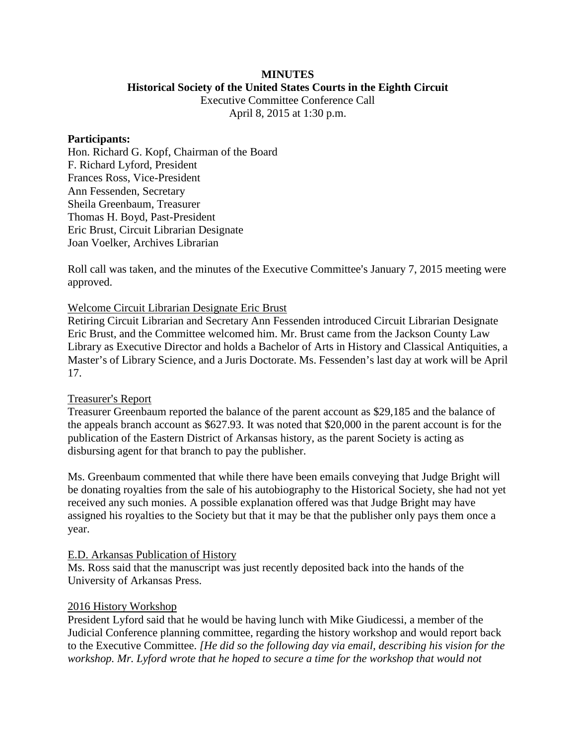**MINUTES**

**Historical Society of the United States Courts in the Eighth Circuit**

Executive Committee Conference Call

April 8, 2015 at 1:30 p.m.

**Participants:**

Hon. Richard G. Kopf, Chairman of the Board
F. Richard Lyford, President
Frances Ross, Vice-President
Ann Fessenden, Secretary
Sheila Greenbaum, Treasurer
Thomas H. Boyd, Past-President
Eric Brust, Circuit Librarian Designate
Joan Voelker, Archives Librarian

Roll call was taken, and the minutes of the Executive Committee's January 7, 2015 meeting were approved.

<u>Welcome Circuit Librarian Designate Eric Brust</u>

Retiring Circuit Librarian and Secretary Ann Fessenden introduced Circuit Librarian Designate Eric Brust, and the Committee welcomed him. Mr. Brust came from the Jackson County Law Library as Executive Director and holds a Bachelor of Arts in History and Classical Antiquities, a Master's of Library Science, and a Juris Doctorate. Ms. Fessenden's last day at work will be April 17.

<u>Treasurer's Report</u>

Treasurer Greenbaum reported the balance of the parent account as $29,185 and the balance of the appeals branch account as $627.93. It was noted that $20,000 in the parent account is for the publication of the Eastern District of Arkansas history, as the parent Society is acting as disbursing agent for that branch to pay the publisher.

Ms. Greenbaum commented that while there have been emails conveying that Judge Bright will be donating royalties from the sale of his autobiography to the Historical Society, she had not yet received any such monies. A possible explanation offered was that Judge Bright may have assigned his royalties to the Society but that it may be that the publisher only pays them once a year.

<u>E.D. Arkansas Publication of History</u>

Ms. Ross said that the manuscript was just recently deposited back into the hands of the University of Arkansas Press.

<u>2016 History Workshop</u>

President Lyford said that he would be having lunch with Mike Giudicessi, a member of the Judicial Conference planning committee, regarding the history workshop and would report back to the Executive Committee. *[He did so the following day via email, describing his vision for the workshop. Mr. Lyford wrote that he hoped to secure a time for the workshop that would not*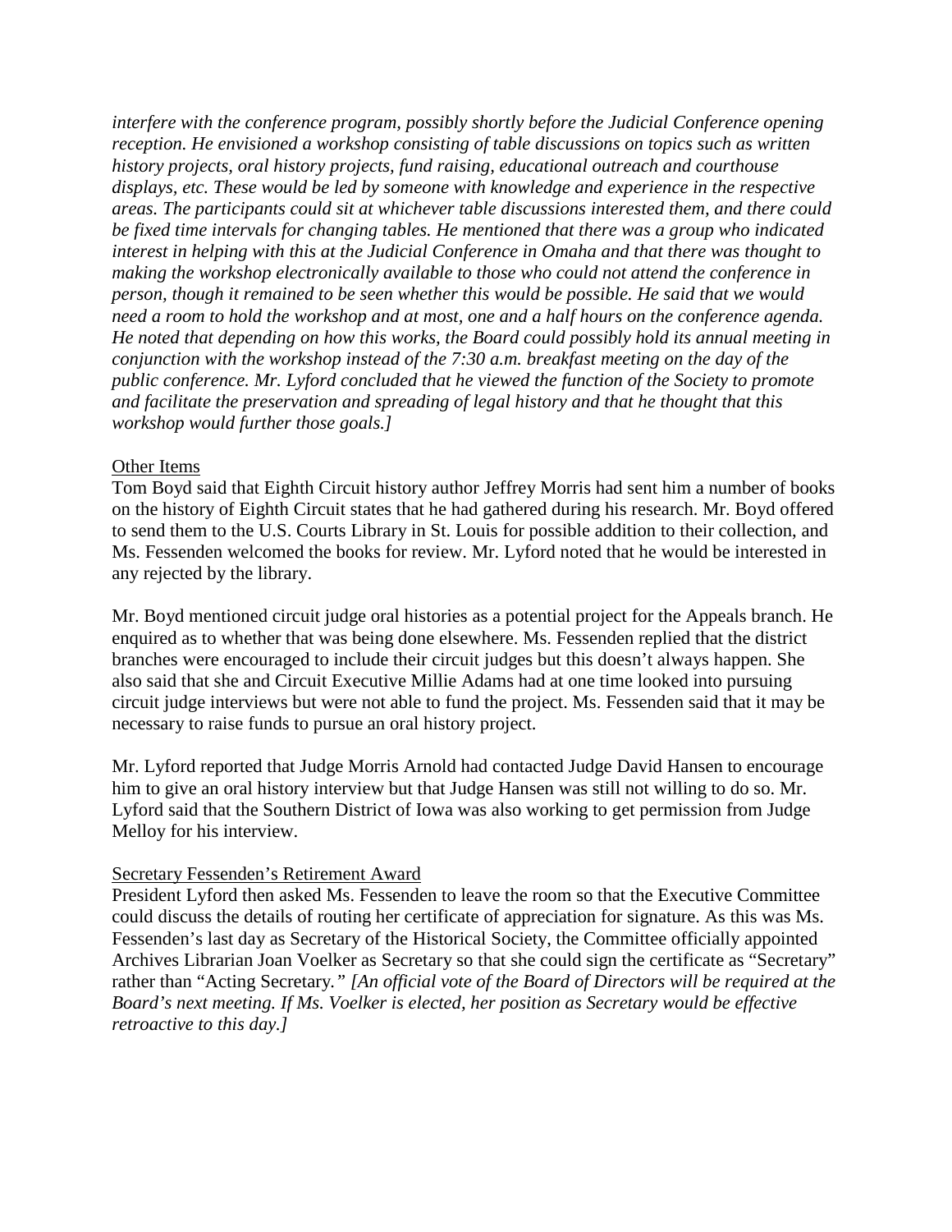*interfere with the conference program, possibly shortly before the Judicial Conference opening reception. He envisioned a workshop consisting of table discussions on topics such as written history projects, oral history projects, fund raising, educational outreach and courthouse displays, etc. These would be led by someone with knowledge and experience in the respective areas. The participants could sit at whichever table discussions interested them, and there could be fixed time intervals for changing tables. He mentioned that there was a group who indicated interest in helping with this at the Judicial Conference in Omaha and that there was thought to making the workshop electronically available to those who could not attend the conference in person, though it remained to be seen whether this would be possible. He said that we would need a room to hold the workshop and at most, one and a half hours on the conference agenda. He noted that depending on how this works, the Board could possibly hold its annual meeting in conjunction with the workshop instead of the 7:30 a.m. breakfast meeting on the day of the public conference. Mr. Lyford concluded that he viewed the function of the Society to promote and facilitate the preservation and spreading of legal history and that he thought that this workshop would further those goals.]*

Other Items

Tom Boyd said that Eighth Circuit history author Jeffrey Morris had sent him a number of books on the history of Eighth Circuit states that he had gathered during his research. Mr. Boyd offered to send them to the U.S. Courts Library in St. Louis for possible addition to their collection, and Ms. Fessenden welcomed the books for review. Mr. Lyford noted that he would be interested in any rejected by the library.

Mr. Boyd mentioned circuit judge oral histories as a potential project for the Appeals branch. He enquired as to whether that was being done elsewhere. Ms. Fessenden replied that the district branches were encouraged to include their circuit judges but this doesn't always happen. She also said that she and Circuit Executive Millie Adams had at one time looked into pursuing circuit judge interviews but were not able to fund the project. Ms. Fessenden said that it may be necessary to raise funds to pursue an oral history project.

Mr. Lyford reported that Judge Morris Arnold had contacted Judge David Hansen to encourage him to give an oral history interview but that Judge Hansen was still not willing to do so. Mr. Lyford said that the Southern District of Iowa was also working to get permission from Judge Melloy for his interview.

Secretary Fessenden's Retirement Award

President Lyford then asked Ms. Fessenden to leave the room so that the Executive Committee could discuss the details of routing her certificate of appreciation for signature. As this was Ms. Fessenden's last day as Secretary of the Historical Society, the Committee officially appointed Archives Librarian Joan Voelker as Secretary so that she could sign the certificate as "Secretary" rather than "Acting Secretary." *[An official vote of the Board of Directors will be required at the Board's next meeting. If Ms. Voelker is elected, her position as Secretary would be effective retroactive to this day.]*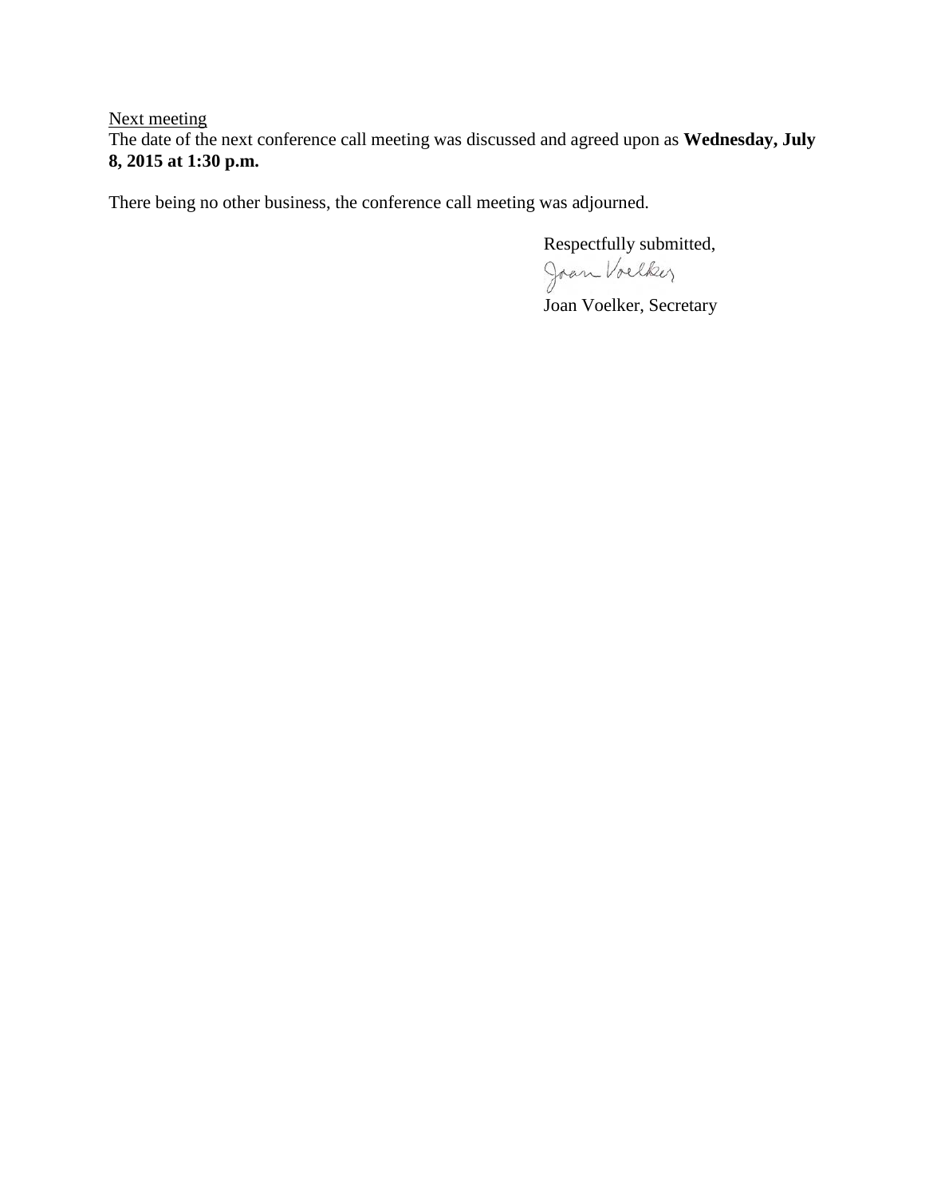Next meeting

The date of the next conference call meeting was discussed and agreed upon as **Wednesday, July 8, 2015 at 1:30 p.m.**

There being no other business, the conference call meeting was adjourned.

Respectfully submitted,

Joan Voelker

Joan Voelker, Secretary